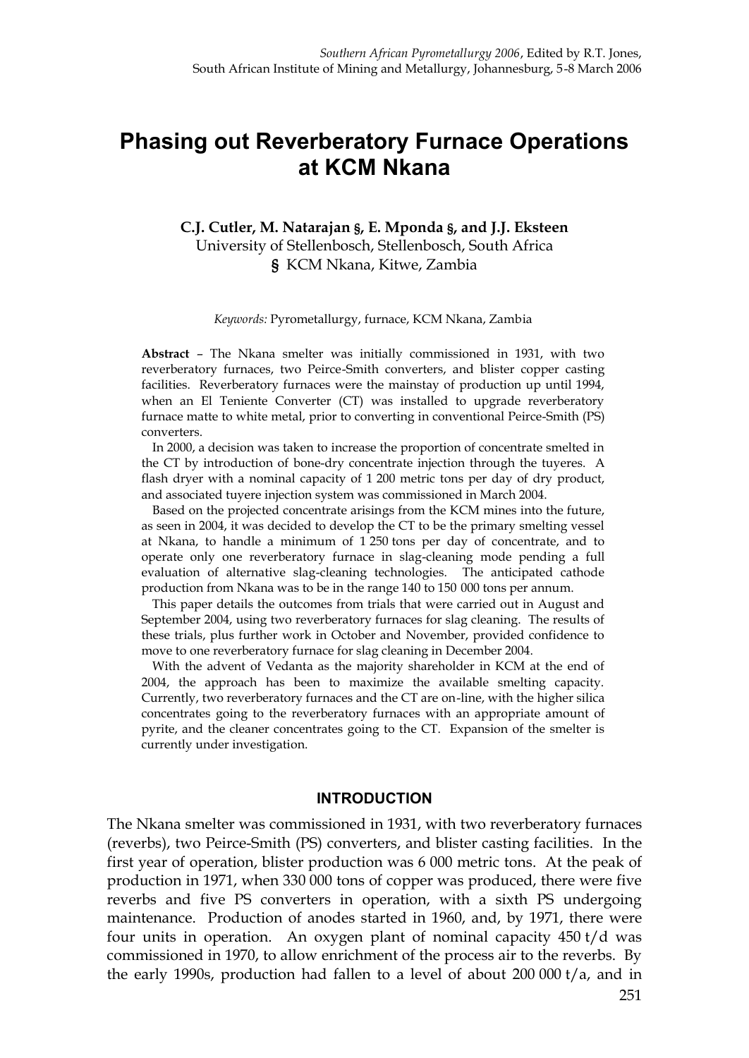# Phasing out Reverberatory Furnace Operations at KCM Nkana

**C.J. Cutler, M. Natarajan §, E. Mponda §, and J.J. Eksteen**
University of Stellenbosch, Stellenbosch, South Africa
**§** KCM Nkana, Kitwe, Zambia

*Keywords:* Pyrometallurgy, furnace, KCM Nkana, Zambia

**Abstract** – The Nkana smelter was initially commissioned in 1931, with two reverberatory furnaces, two Peirce-Smith converters, and blister copper casting facilities. Reverberatory furnaces were the mainstay of production up until 1994, when an El Teniente Converter (CT) was installed to upgrade reverberatory furnace matte to white metal, prior to converting in conventional Peirce-Smith (PS) converters.

In 2000, a decision was taken to increase the proportion of concentrate smelted in the CT by introduction of bone-dry concentrate injection through the tuyeres. A flash dryer with a nominal capacity of 1 200 metric tons per day of dry product, and associated tuyere injection system was commissioned in March 2004.

Based on the projected concentrate arisings from the KCM mines into the future, as seen in 2004, it was decided to develop the CT to be the primary smelting vessel at Nkana, to handle a minimum of 1 250 tons per day of concentrate, and to operate only one reverberatory furnace in slag-cleaning mode pending a full evaluation of alternative slag-cleaning technologies. The anticipated cathode production from Nkana was to be in the range 140 to 150 000 tons per annum.

This paper details the outcomes from trials that were carried out in August and September 2004, using two reverberatory furnaces for slag cleaning. The results of these trials, plus further work in October and November, provided confidence to move to one reverberatory furnace for slag cleaning in December 2004.

With the advent of Vedanta as the majority shareholder in KCM at the end of 2004, the approach has been to maximize the available smelting capacity. Currently, two reverberatory furnaces and the CT are on-line, with the higher silica concentrates going to the reverberatory furnaces with an appropriate amount of pyrite, and the cleaner concentrates going to the CT. Expansion of the smelter is currently under investigation.

## INTRODUCTION

The Nkana smelter was commissioned in 1931, with two reverberatory furnaces (reverbs), two Peirce-Smith (PS) converters, and blister casting facilities. In the first year of operation, blister production was 6 000 metric tons. At the peak of production in 1971, when 330 000 tons of copper was produced, there were five reverbs and five PS converters in operation, with a sixth PS undergoing maintenance. Production of anodes started in 1960, and, by 1971, there were four units in operation. An oxygen plant of nominal capacity 450 t/d was commissioned in 1970, to allow enrichment of the process air to the reverbs. By the early 1990s, production had fallen to a level of about 200 000 t/a, and in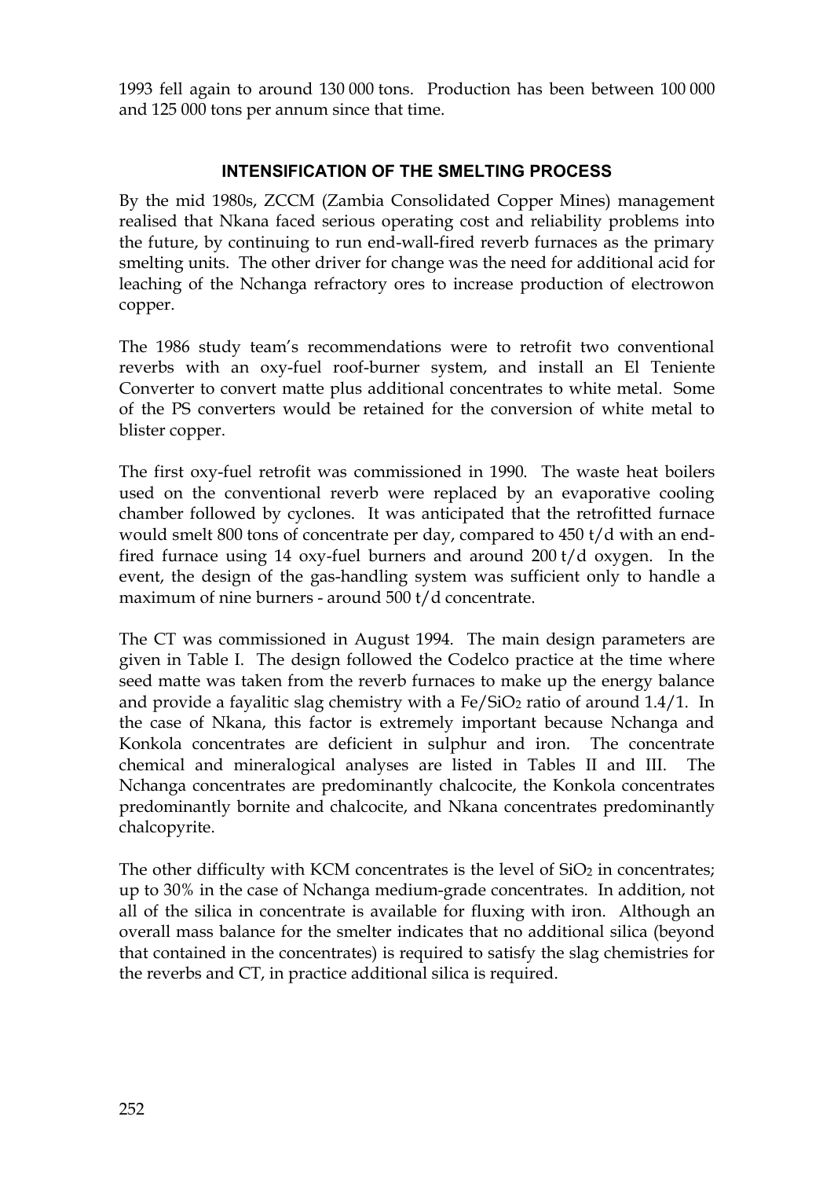1993 fell again to around 130 000 tons. Production has been between 100 000 and 125 000 tons per annum since that time.

## INTENSIFICATION OF THE SMELTING PROCESS

By the mid 1980s, ZCCM (Zambia Consolidated Copper Mines) management realised that Nkana faced serious operating cost and reliability problems into the future, by continuing to run end-wall-fired reverb furnaces as the primary smelting units. The other driver for change was the need for additional acid for leaching of the Nchanga refractory ores to increase production of electrowon copper.

The 1986 study team's recommendations were to retrofit two conventional reverbs with an oxy-fuel roof-burner system, and install an El Teniente Converter to convert matte plus additional concentrates to white metal. Some of the PS converters would be retained for the conversion of white metal to blister copper.

The first oxy-fuel retrofit was commissioned in 1990. The waste heat boilers used on the conventional reverb were replaced by an evaporative cooling chamber followed by cyclones. It was anticipated that the retrofitted furnace would smelt 800 tons of concentrate per day, compared to 450 t/d with an end-fired furnace using 14 oxy-fuel burners and around 200 t/d oxygen. In the event, the design of the gas-handling system was sufficient only to handle a maximum of nine burners - around 500 t/d concentrate.

The CT was commissioned in August 1994. The main design parameters are given in Table I. The design followed the Codelco practice at the time where seed matte was taken from the reverb furnaces to make up the energy balance and provide a fayalitic slag chemistry with a $Fe/SiO_2$ ratio of around 1.4/1. In the case of Nkana, this factor is extremely important because Nchanga and Konkola concentrates are deficient in sulphur and iron. The concentrate chemical and mineralogical analyses are listed in Tables II and III. The Nchanga concentrates are predominantly chalcocite, the Konkola concentrates predominantly bornite and chalcocite, and Nkana concentrates predominantly chalcopyrite.

The other difficulty with KCM concentrates is the level of $SiO_2$ in concentrates; up to 30% in the case of Nchanga medium-grade concentrates. In addition, not all of the silica in concentrate is available for fluxing with iron. Although an overall mass balance for the smelter indicates that no additional silica (beyond that contained in the concentrates) is required to satisfy the slag chemistries for the reverbs and CT, in practice additional silica is required.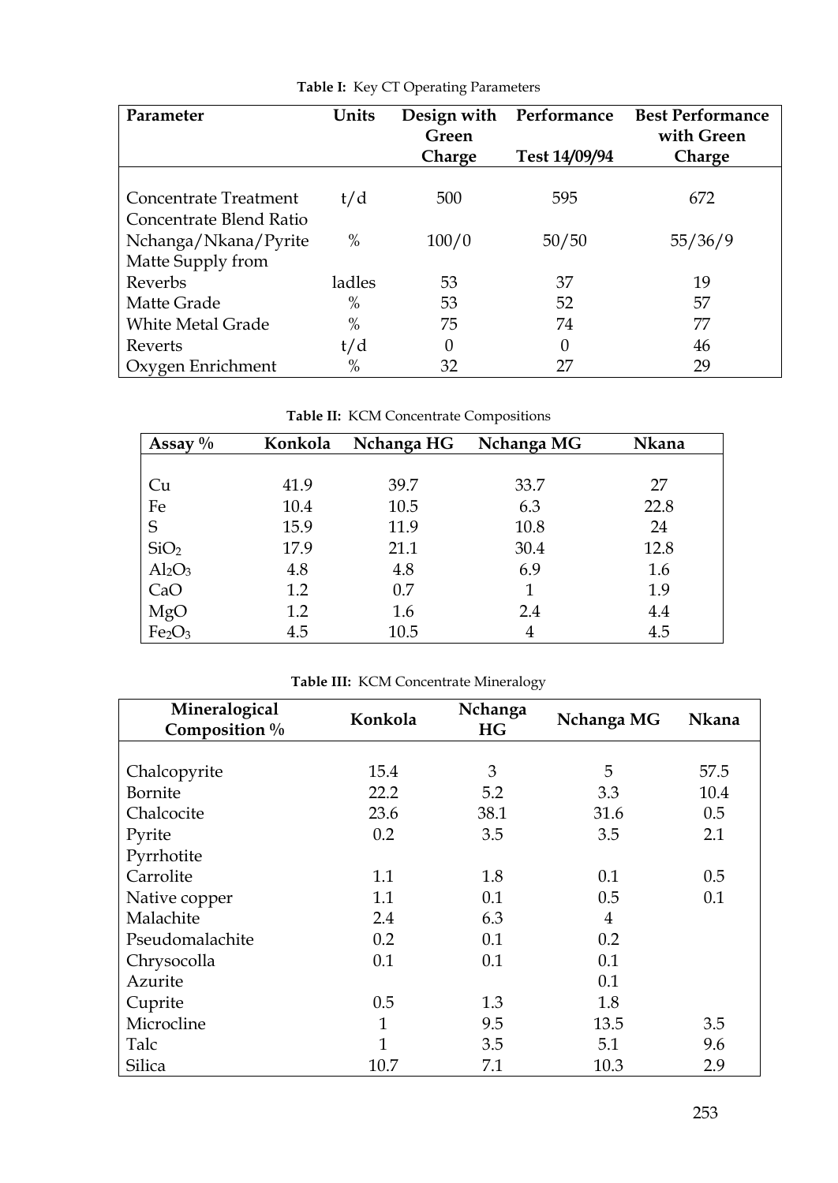**Table I:** Key CT Operating Parameters

| Parameter | Units | Design with Green Charge | Performance Test 14/09/94 | Best Performance with Green Charge |
|---|---|---|---|---|
| Concentrate Treatment | t/d | 500 | 595 | 672 |
| Concentrate Blend Ratio | | | | |
| Nchanga/Nkana/Pyrite | % | 100/0 | 50/50 | 55/36/9 |
| Matte Supply from | | | | |
| Reverbs | ladles | 53 | 37 | 19 |
| Matte Grade | % | 53 | 52 | 57 |
| White Metal Grade | % | 75 | 74 | 77 |
| Reverts | t/d | 0 | 0 | 46 |
| Oxygen Enrichment | % | 32 | 27 | 29 |

**Table II:** KCM Concentrate Compositions

| Assay % | Konkola | Nchanga HG | Nchanga MG | Nkana |
|---|---|---|---|---|
| Cu | 41.9 | 39.7 | 33.7 | 27 |
| Fe | 10.4 | 10.5 | 6.3 | 22.8 |
| S | 15.9 | 11.9 | 10.8 | 24 |
| $SiO_2$ | 17.9 | 21.1 | 30.4 | 12.8 |
| $Al_2O_3$ | 4.8 | 4.8 | 6.9 | 1.6 |
| CaO | 1.2 | 0.7 | 1 | 1.9 |
| MgO | 1.2 | 1.6 | 2.4 | 4.4 |
| $Fe_2O_3$ | 4.5 | 10.5 | 4 | 4.5 |

**Table III:** KCM Concentrate Mineralogy

| Mineralogical Composition % | Konkola | Nchanga HG | Nchanga MG | Nkana |
|---|---|---|---|---|
| Chalcopyrite | 15.4 | 3 | 5 | 57.5 |
| Bornite | 22.2 | 5.2 | 3.3 | 10.4 |
| Chalcocite | 23.6 | 38.1 | 31.6 | 0.5 |
| Pyrite | 0.2 | 3.5 | 3.5 | 2.1 |
| Pyrrhotite | | | | |
| Carrolite | 1.1 | 1.8 | 0.1 | 0.5 |
| Native copper | 1.1 | 0.1 | 0.5 | 0.1 |
| Malachite | 2.4 | 6.3 | 4 | |
| Pseudomalachite | 0.2 | 0.1 | 0.2 | |
| Chrysocolla | 0.1 | 0.1 | 0.1 | |
| Azurite | | | 0.1 | |
| Cuprite | 0.5 | 1.3 | 1.8 | |
| Microcline | 1 | 9.5 | 13.5 | 3.5 |
| Talc | 1 | 3.5 | 5.1 | 9.6 |
| Silica | 10.7 | 7.1 | 10.3 | 2.9 |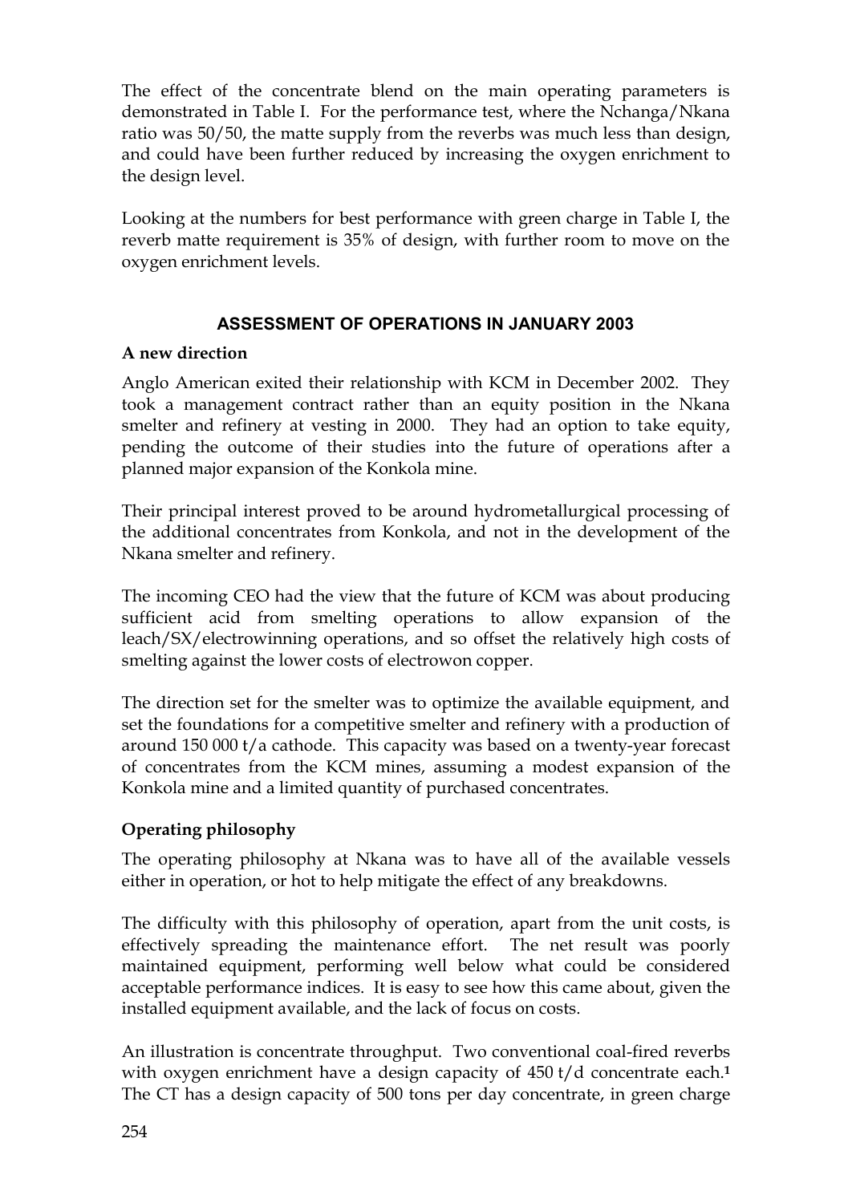The effect of the concentrate blend on the main operating parameters is demonstrated in Table I. For the performance test, where the Nchanga/Nkana ratio was 50/50, the matte supply from the reverbs was much less than design, and could have been further reduced by increasing the oxygen enrichment to the design level.

Looking at the numbers for best performance with green charge in Table I, the reverb matte requirement is 35% of design, with further room to move on the oxygen enrichment levels.

## ASSESSMENT OF OPERATIONS IN JANUARY 2003

### A new direction

Anglo American exited their relationship with KCM in December 2002. They took a management contract rather than an equity position in the Nkana smelter and refinery at vesting in 2000. They had an option to take equity, pending the outcome of their studies into the future of operations after a planned major expansion of the Konkola mine.

Their principal interest proved to be around hydrometallurgical processing of the additional concentrates from Konkola, and not in the development of the Nkana smelter and refinery.

The incoming CEO had the view that the future of KCM was about producing sufficient acid from smelting operations to allow expansion of the leach/SX/electrowinning operations, and so offset the relatively high costs of smelting against the lower costs of electrowon copper.

The direction set for the smelter was to optimize the available equipment, and set the foundations for a competitive smelter and refinery with a production of around 150 000 t/a cathode. This capacity was based on a twenty-year forecast of concentrates from the KCM mines, assuming a modest expansion of the Konkola mine and a limited quantity of purchased concentrates.

### Operating philosophy

The operating philosophy at Nkana was to have all of the available vessels either in operation, or hot to help mitigate the effect of any breakdowns.

The difficulty with this philosophy of operation, apart from the unit costs, is effectively spreading the maintenance effort. The net result was poorly maintained equipment, performing well below what could be considered acceptable performance indices. It is easy to see how this came about, given the installed equipment available, and the lack of focus on costs.

An illustration is concentrate throughput. Two conventional coal-fired reverbs with oxygen enrichment have a design capacity of 450 t/d concentrate each.[1] The CT has a design capacity of 500 tons per day concentrate, in green charge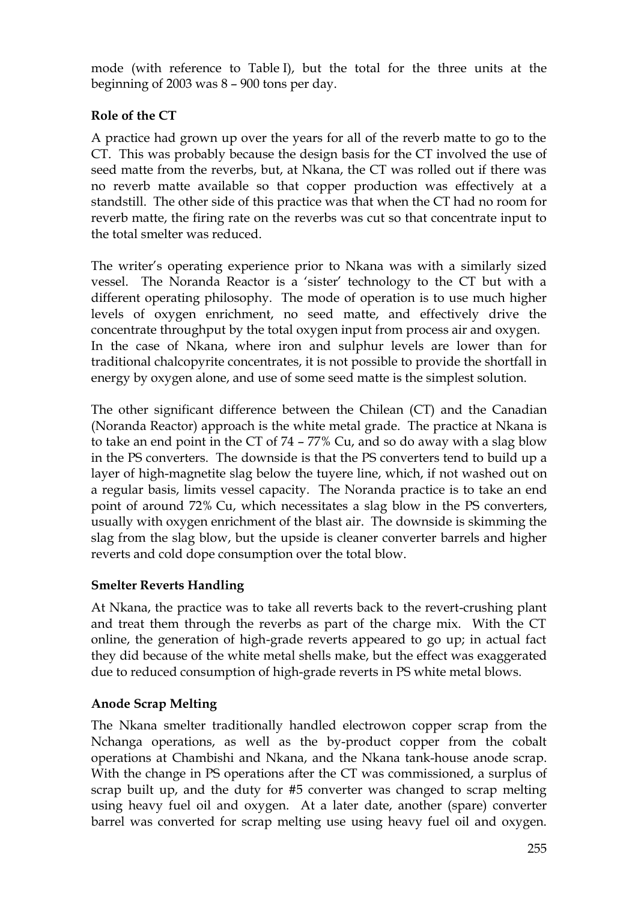mode (with reference to Table I), but the total for the three units at the beginning of 2003 was 8 – 900 tons per day.

**Role of the CT**

A practice had grown up over the years for all of the reverb matte to go to the CT. This was probably because the design basis for the CT involved the use of seed matte from the reverbs, but, at Nkana, the CT was rolled out if there was no reverb matte available so that copper production was effectively at a standstill. The other side of this practice was that when the CT had no room for reverb matte, the firing rate on the reverbs was cut so that concentrate input to the total smelter was reduced.

The writer's operating experience prior to Nkana was with a similarly sized vessel. The Noranda Reactor is a 'sister' technology to the CT but with a different operating philosophy. The mode of operation is to use much higher levels of oxygen enrichment, no seed matte, and effectively drive the concentrate throughput by the total oxygen input from process air and oxygen. In the case of Nkana, where iron and sulphur levels are lower than for traditional chalcopyrite concentrates, it is not possible to provide the shortfall in energy by oxygen alone, and use of some seed matte is the simplest solution.

The other significant difference between the Chilean (CT) and the Canadian (Noranda Reactor) approach is the white metal grade. The practice at Nkana is to take an end point in the CT of 74 – 77% Cu, and so do away with a slag blow in the PS converters. The downside is that the PS converters tend to build up a layer of high-magnetite slag below the tuyere line, which, if not washed out on a regular basis, limits vessel capacity. The Noranda practice is to take an end point of around 72% Cu, which necessitates a slag blow in the PS converters, usually with oxygen enrichment of the blast air. The downside is skimming the slag from the slag blow, but the upside is cleaner converter barrels and higher reverts and cold dope consumption over the total blow.

**Smelter Reverts Handling**

At Nkana, the practice was to take all reverts back to the revert-crushing plant and treat them through the reverbs as part of the charge mix. With the CT online, the generation of high-grade reverts appeared to go up; in actual fact they did because of the white metal shells make, but the effect was exaggerated due to reduced consumption of high-grade reverts in PS white metal blows.

**Anode Scrap Melting**

The Nkana smelter traditionally handled electrowon copper scrap from the Nchanga operations, as well as the by-product copper from the cobalt operations at Chambishi and Nkana, and the Nkana tank-house anode scrap. With the change in PS operations after the CT was commissioned, a surplus of scrap built up, and the duty for #5 converter was changed to scrap melting using heavy fuel oil and oxygen. At a later date, another (spare) converter barrel was converted for scrap melting use using heavy fuel oil and oxygen.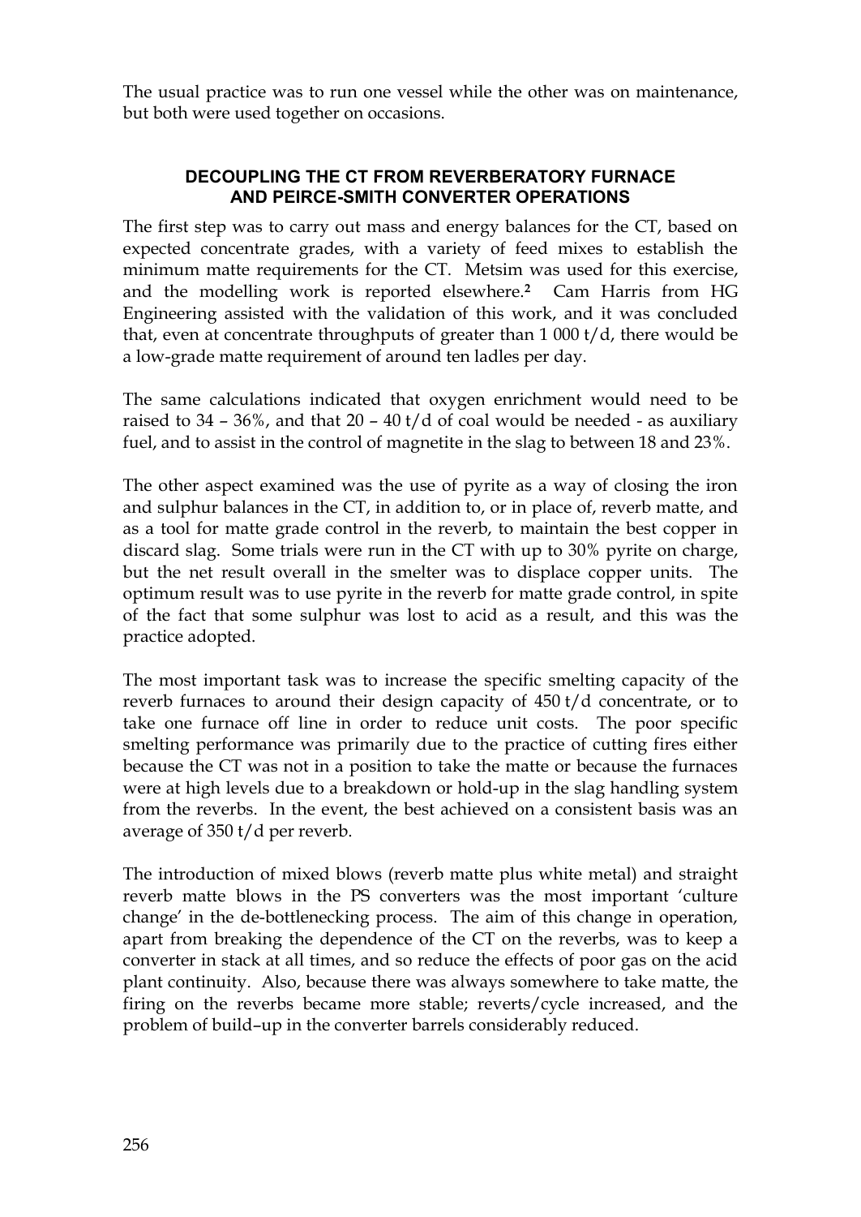The usual practice was to run one vessel while the other was on maintenance, but both were used together on occasions.

## DECOUPLING THE CT FROM REVERBERATORY FURNACE AND PEIRCE-SMITH CONVERTER OPERATIONS

The first step was to carry out mass and energy balances for the CT, based on expected concentrate grades, with a variety of feed mixes to establish the minimum matte requirements for the CT. Metsim was used for this exercise, and the modelling work is reported elsewhere.[2] Cam Harris from HG Engineering assisted with the validation of this work, and it was concluded that, even at concentrate throughputs of greater than 1 000 t/d, there would be a low-grade matte requirement of around ten ladles per day.

The same calculations indicated that oxygen enrichment would need to be raised to 34 – 36%, and that 20 – 40 t/d of coal would be needed - as auxiliary fuel, and to assist in the control of magnetite in the slag to between 18 and 23%.

The other aspect examined was the use of pyrite as a way of closing the iron and sulphur balances in the CT, in addition to, or in place of, reverb matte, and as a tool for matte grade control in the reverb, to maintain the best copper in discard slag. Some trials were run in the CT with up to 30% pyrite on charge, but the net result overall in the smelter was to displace copper units. The optimum result was to use pyrite in the reverb for matte grade control, in spite of the fact that some sulphur was lost to acid as a result, and this was the practice adopted.

The most important task was to increase the specific smelting capacity of the reverb furnaces to around their design capacity of 450 t/d concentrate, or to take one furnace off line in order to reduce unit costs. The poor specific smelting performance was primarily due to the practice of cutting fires either because the CT was not in a position to take the matte or because the furnaces were at high levels due to a breakdown or hold-up in the slag handling system from the reverbs. In the event, the best achieved on a consistent basis was an average of 350 t/d per reverb.

The introduction of mixed blows (reverb matte plus white metal) and straight reverb matte blows in the PS converters was the most important 'culture change' in the de-bottlenecking process. The aim of this change in operation, apart from breaking the dependence of the CT on the reverbs, was to keep a converter in stack at all times, and so reduce the effects of poor gas on the acid plant continuity. Also, because there was always somewhere to take matte, the firing on the reverbs became more stable; reverts/cycle increased, and the problem of build–up in the converter barrels considerably reduced.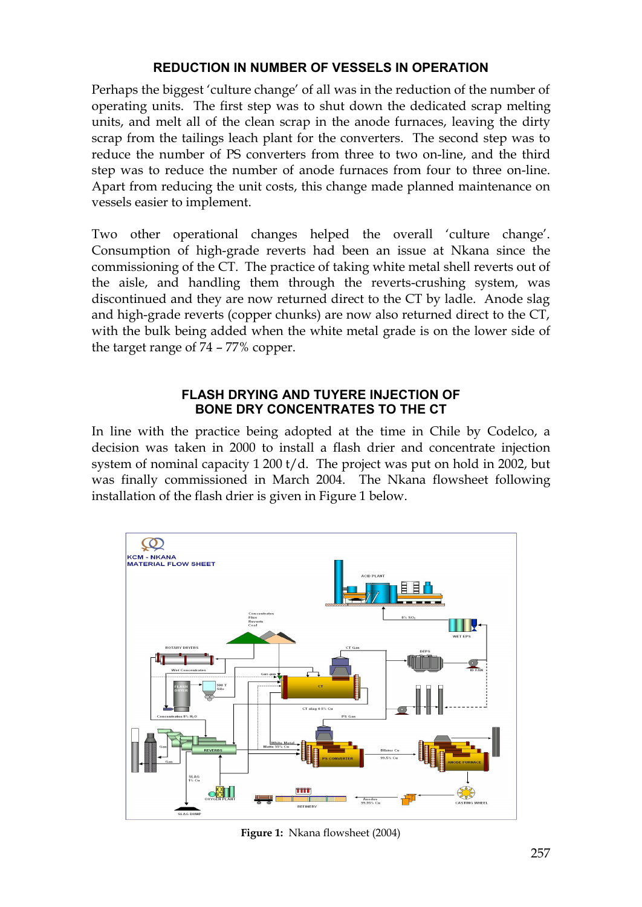## REDUCTION IN NUMBER OF VESSELS IN OPERATION

Perhaps the biggest 'culture change' of all was in the reduction of the number of operating units. The first step was to shut down the dedicated scrap melting units, and melt all of the clean scrap in the anode furnaces, leaving the dirty scrap from the tailings leach plant for the converters. The second step was to reduce the number of PS converters from three to two on-line, and the third step was to reduce the number of anode furnaces from four to three on-line. Apart from reducing the unit costs, this change made planned maintenance on vessels easier to implement.

Two other operational changes helped the overall 'culture change'. Consumption of high-grade reverts had been an issue at Nkana since the commissioning of the CT. The practice of taking white metal shell reverts out of the aisle, and handling them through the reverts-crushing system, was discontinued and they are now returned direct to the CT by ladle. Anode slag and high-grade reverts (copper chunks) are now also returned direct to the CT, with the bulk being added when the white metal grade is on the lower side of the target range of 74 – 77% copper.

## FLASH DRYING AND TUYERE INJECTION OF BONE DRY CONCENTRATES TO THE CT

In line with the practice being adopted at the time in Chile by Codelco, a decision was taken in 2000 to install a flash drier and concentrate injection system of nominal capacity 1 200 t/d. The project was put on hold in 2002, but was finally commissioned in March 2004. The Nkana flowsheet following installation of the flash drier is given in Figure 1 below.

**Figure 1:** Nkana flowsheet (2004)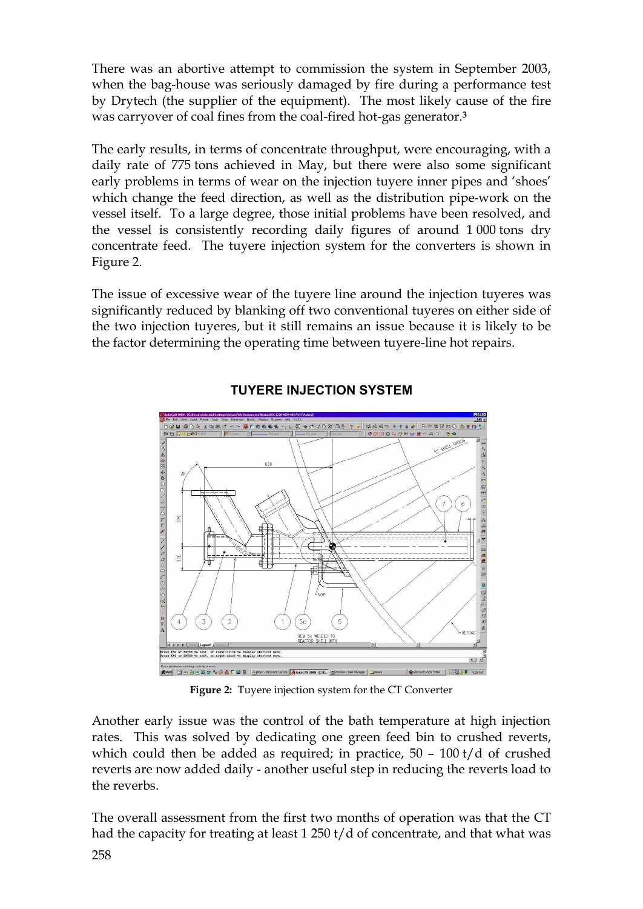There was an abortive attempt to commission the system in September 2003, when the bag-house was seriously damaged by fire during a performance test by Drytech (the supplier of the equipment). The most likely cause of the fire was carryover of coal fines from the coal-fired hot-gas generator.[3]

The early results, in terms of concentrate throughput, were encouraging, with a daily rate of 775 tons achieved in May, but there were also some significant early problems in terms of wear on the injection tuyere inner pipes and 'shoes' which change the feed direction, as well as the distribution pipe-work on the vessel itself. To a large degree, those initial problems have been resolved, and the vessel is consistently recording daily figures of around 1 000 tons dry concentrate feed. The tuyere injection system for the converters is shown in Figure 2.

The issue of excessive wear of the tuyere line around the injection tuyeres was significantly reduced by blanking off two conventional tuyeres on either side of the two injection tuyeres, but it still remains an issue because it is likely to be the factor determining the operating time between tuyere-line hot repairs.

**TUYERE INJECTION SYSTEM**

**Figure 2:** Tuyere injection system for the CT Converter

Another early issue was the control of the bath temperature at high injection rates. This was solved by dedicating one green feed bin to crushed reverts, which could then be added as required; in practice, 50 – 100 t/d of crushed reverts are now added daily - another useful step in reducing the reverts load to the reverbs.

The overall assessment from the first two months of operation was that the CT had the capacity for treating at least 1 250 t/d of concentrate, and that what was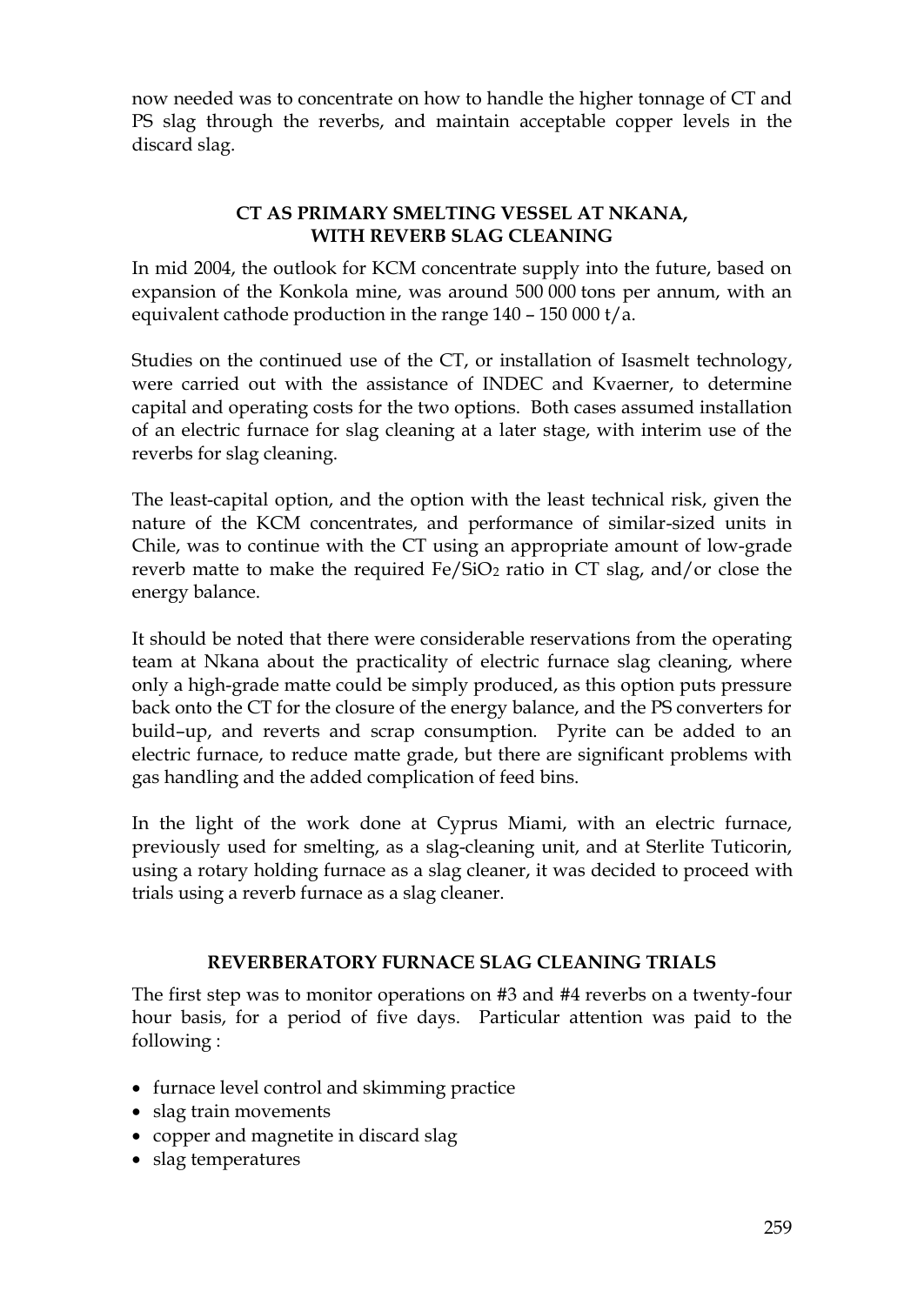now needed was to concentrate on how to handle the higher tonnage of CT and PS slag through the reverbs, and maintain acceptable copper levels in the discard slag.

## CT AS PRIMARY SMELTING VESSEL AT NKANA, WITH REVERB SLAG CLEANING

In mid 2004, the outlook for KCM concentrate supply into the future, based on expansion of the Konkola mine, was around 500 000 tons per annum, with an equivalent cathode production in the range 140 – 150 000 t/a.

Studies on the continued use of the CT, or installation of Isasmelt technology, were carried out with the assistance of INDEC and Kvaerner, to determine capital and operating costs for the two options. Both cases assumed installation of an electric furnace for slag cleaning at a later stage, with interim use of the reverbs for slag cleaning.

The least-capital option, and the option with the least technical risk, given the nature of the KCM concentrates, and performance of similar-sized units in Chile, was to continue with the CT using an appropriate amount of low-grade reverb matte to make the required $Fe/SiO_2$ ratio in CT slag, and/or close the energy balance.

It should be noted that there were considerable reservations from the operating team at Nkana about the practicality of electric furnace slag cleaning, where only a high-grade matte could be simply produced, as this option puts pressure back onto the CT for the closure of the energy balance, and the PS converters for build–up, and reverts and scrap consumption. Pyrite can be added to an electric furnace, to reduce matte grade, but there are significant problems with gas handling and the added complication of feed bins.

In the light of the work done at Cyprus Miami, with an electric furnace, previously used for smelting, as a slag-cleaning unit, and at Sterlite Tuticorin, using a rotary holding furnace as a slag cleaner, it was decided to proceed with trials using a reverb furnace as a slag cleaner.

## REVERBERATORY FURNACE SLAG CLEANING TRIALS

The first step was to monitor operations on #3 and #4 reverbs on a twenty-four hour basis, for a period of five days. Particular attention was paid to the following :

- furnace level control and skimming practice
- slag train movements
- copper and magnetite in discard slag
- slag temperatures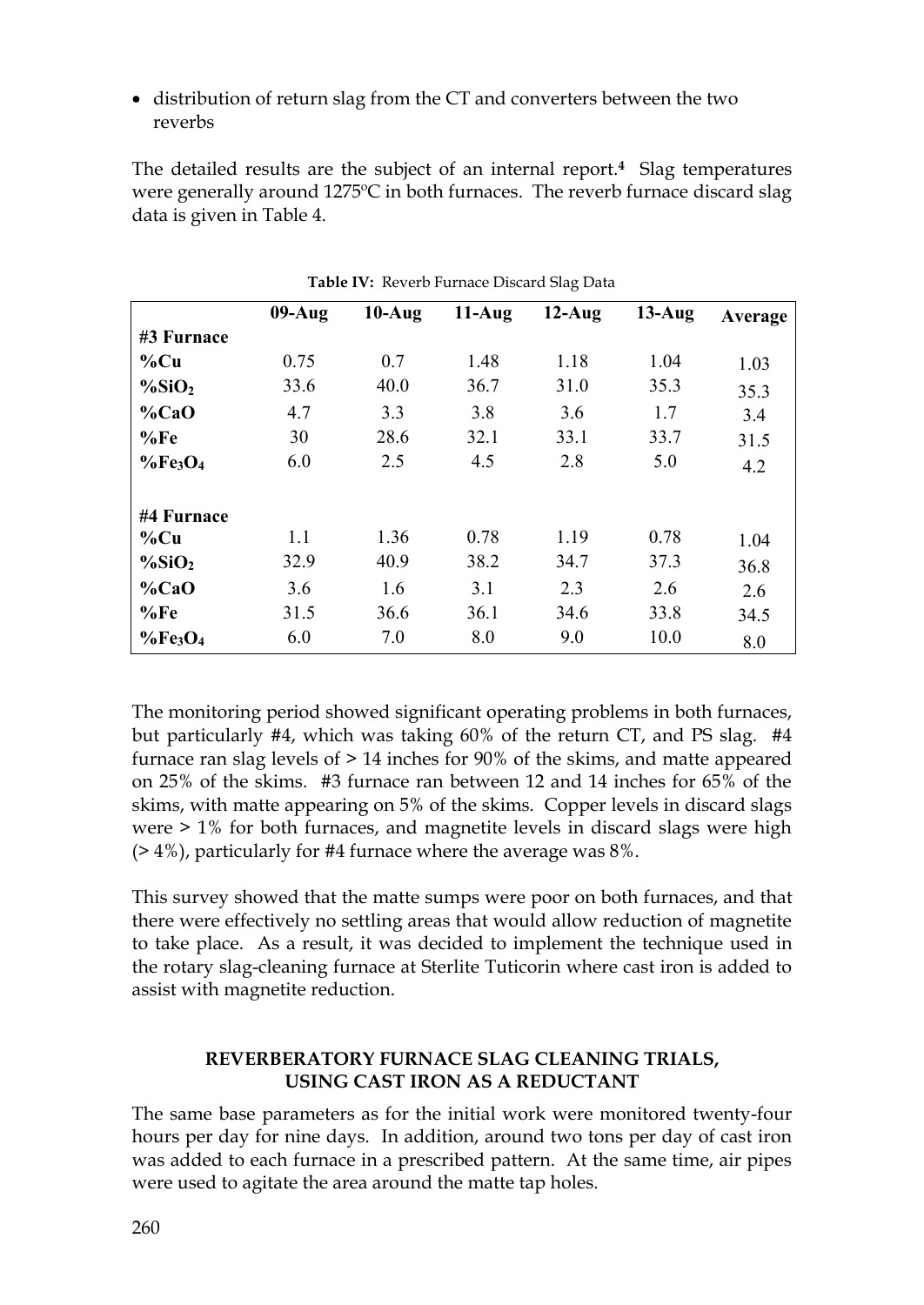- distribution of return slag from the CT and converters between the two reverbs

The detailed results are the subject of an internal report.[4] Slag temperatures were generally around 1275ºC in both furnaces. The reverb furnace discard slag data is given in Table 4.

**Table IV:** Reverb Furnace Discard Slag Data

| | 09-Aug | 10-Aug | 11-Aug | 12-Aug | 13-Aug | Average |
|---|---|---|---|---|---|---|
| **#3 Furnace** | | | | | | |
| **%Cu** | 0.75 | 0.7 | 1.48 | 1.18 | 1.04 | 1.03 |
| **%$SiO_2$** | 33.6 | 40.0 | 36.7 | 31.0 | 35.3 | 35.3 |
| **%CaO** | 4.7 | 3.3 | 3.8 | 3.6 | 1.7 | 3.4 |
| **%Fe** | 30 | 28.6 | 32.1 | 33.1 | 33.7 | 31.5 |
| **%$Fe_3O_4$** | 6.0 | 2.5 | 4.5 | 2.8 | 5.0 | 4.2 |
| | | | | | | |
| **#4 Furnace** | | | | | | |
| **%Cu** | 1.1 | 1.36 | 0.78 | 1.19 | 0.78 | 1.04 |
| **%$SiO_2$** | 32.9 | 40.9 | 38.2 | 34.7 | 37.3 | 36.8 |
| **%CaO** | 3.6 | 1.6 | 3.1 | 2.3 | 2.6 | 2.6 |
| **%Fe** | 31.5 | 36.6 | 36.1 | 34.6 | 33.8 | 34.5 |
| **%$Fe_3O_4$** | 6.0 | 7.0 | 8.0 | 9.0 | 10.0 | 8.0 |

The monitoring period showed significant operating problems in both furnaces, but particularly #4, which was taking 60% of the return CT, and PS slag. #4 furnace ran slag levels of > 14 inches for 90% of the skims, and matte appeared on 25% of the skims. #3 furnace ran between 12 and 14 inches for 65% of the skims, with matte appearing on 5% of the skims. Copper levels in discard slags were > 1% for both furnaces, and magnetite levels in discard slags were high (> 4%), particularly for #4 furnace where the average was 8%.

This survey showed that the matte sumps were poor on both furnaces, and that there were effectively no settling areas that would allow reduction of magnetite to take place. As a result, it was decided to implement the technique used in the rotary slag-cleaning furnace at Sterlite Tuticorin where cast iron is added to assist with magnetite reduction.

## REVERBERATORY FURNACE SLAG CLEANING TRIALS, USING CAST IRON AS A REDUCTANT

The same base parameters as for the initial work were monitored twenty-four hours per day for nine days. In addition, around two tons per day of cast iron was added to each furnace in a prescribed pattern. At the same time, air pipes were used to agitate the area around the matte tap holes.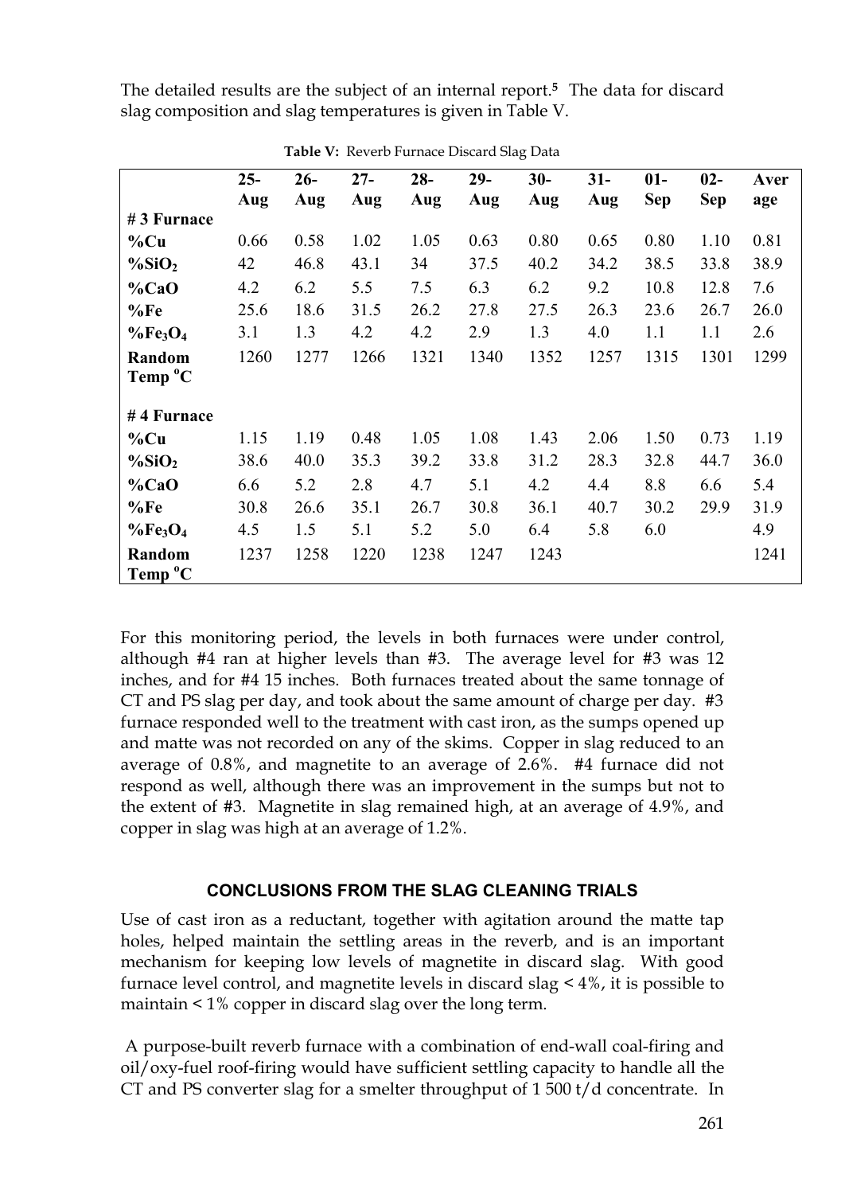The detailed results are the subject of an internal report.[5] The data for discard slag composition and slag temperatures is given in Table V.

**Table V:** Reverb Furnace Discard Slag Data

| | 25-Aug | 26-Aug | 27-Aug | 28-Aug | 29-Aug | 30-Aug | 31-Aug | 01-Sep | 02-Sep | Average |
|---|---|---|---|---|---|---|---|---|---|---|
| **# 3 Furnace** | | | | | | | | | | |
| **%Cu** | 0.66 | 0.58 | 1.02 | 1.05 | 0.63 | 0.80 | 0.65 | 0.80 | 1.10 | 0.81 |
| **%$SiO_2$** | 42 | 46.8 | 43.1 | 34 | 37.5 | 40.2 | 34.2 | 38.5 | 33.8 | 38.9 |
| **%CaO** | 4.2 | 6.2 | 5.5 | 7.5 | 6.3 | 6.2 | 9.2 | 10.8 | 12.8 | 7.6 |
| **%Fe** | 25.6 | 18.6 | 31.5 | 26.2 | 27.8 | 27.5 | 26.3 | 23.6 | 26.7 | 26.0 |
| **%$Fe_3O_4$** | 3.1 | 1.3 | 4.2 | 4.2 | 2.9 | 1.3 | 4.0 | 1.1 | 1.1 | 2.6 |
| **Random Temp °C** | 1260 | 1277 | 1266 | 1321 | 1340 | 1352 | 1257 | 1315 | 1301 | 1299 |
| **# 4 Furnace** | | | | | | | | | | |
| **%Cu** | 1.15 | 1.19 | 0.48 | 1.05 | 1.08 | 1.43 | 2.06 | 1.50 | 0.73 | 1.19 |
| **%$SiO_2$** | 38.6 | 40.0 | 35.3 | 39.2 | 33.8 | 31.2 | 28.3 | 32.8 | 44.7 | 36.0 |
| **%CaO** | 6.6 | 5.2 | 2.8 | 4.7 | 5.1 | 4.2 | 4.4 | 8.8 | 6.6 | 5.4 |
| **%Fe** | 30.8 | 26.6 | 35.1 | 26.7 | 30.8 | 36.1 | 40.7 | 30.2 | 29.9 | 31.9 |
| **%$Fe_3O_4$** | 4.5 | 1.5 | 5.1 | 5.2 | 5.0 | 6.4 | 5.8 | 6.0 | | 4.9 |
| **Random Temp °C** | 1237 | 1258 | 1220 | 1238 | 1247 | 1243 | | | | 1241 |

For this monitoring period, the levels in both furnaces were under control, although #4 ran at higher levels than #3. The average level for #3 was 12 inches, and for #4 15 inches. Both furnaces treated about the same tonnage of CT and PS slag per day, and took about the same amount of charge per day. #3 furnace responded well to the treatment with cast iron, as the sumps opened up and matte was not recorded on any of the skims. Copper in slag reduced to an average of 0.8%, and magnetite to an average of 2.6%. #4 furnace did not respond as well, although there was an improvement in the sumps but not to the extent of #3. Magnetite in slag remained high, at an average of 4.9%, and copper in slag was high at an average of 1.2%.

## CONCLUSIONS FROM THE SLAG CLEANING TRIALS

Use of cast iron as a reductant, together with agitation around the matte tap holes, helped maintain the settling areas in the reverb, and is an important mechanism for keeping low levels of magnetite in discard slag. With good furnace level control, and magnetite levels in discard slag < 4%, it is possible to maintain < 1% copper in discard slag over the long term.

A purpose-built reverb furnace with a combination of end-wall coal-firing and oil/oxy-fuel roof-firing would have sufficient settling capacity to handle all the CT and PS converter slag for a smelter throughput of 1 500 t/d concentrate. In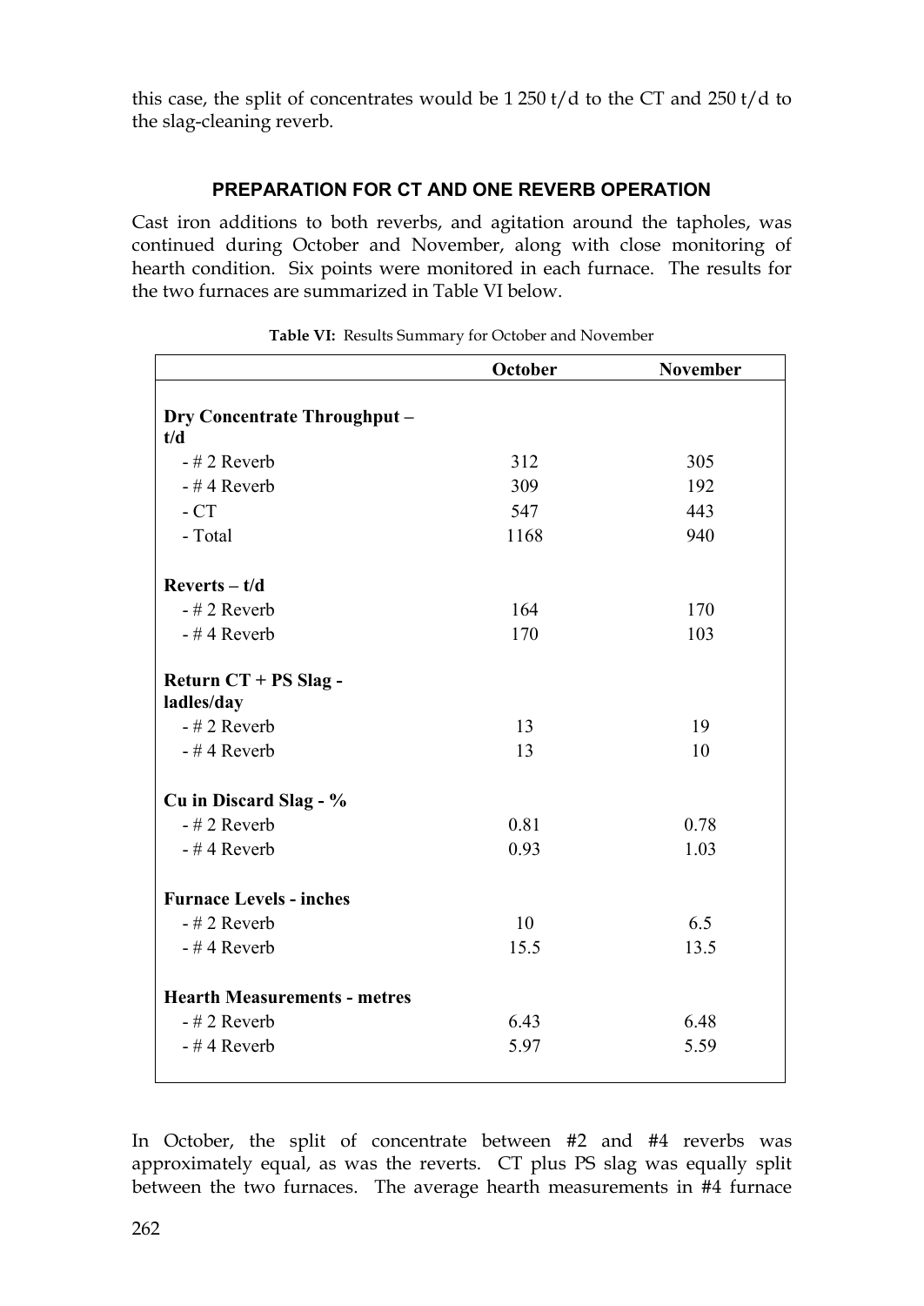this case, the split of concentrates would be 1 250 t/d to the CT and 250 t/d to the slag-cleaning reverb.

## PREPARATION FOR CT AND ONE REVERB OPERATION

Cast iron additions to both reverbs, and agitation around the tapholes, was continued during October and November, along with close monitoring of hearth condition. Six points were monitored in each furnace. The results for the two furnaces are summarized in Table VI below.

**Table VI:** Results Summary for October and November

| | October | November |
|---|---|---|
| **Dry Concentrate Throughput – t/d** | | |
| - # 2 Reverb | 312 | 305 |
| - # 4 Reverb | 309 | 192 |
| - CT | 547 | 443 |
| - Total | 1168 | 940 |
| **Reverts – t/d** | | |
| - # 2 Reverb | 164 | 170 |
| - # 4 Reverb | 170 | 103 |
| **Return CT + PS Slag - ladles/day** | | |
| - # 2 Reverb | 13 | 19 |
| - # 4 Reverb | 13 | 10 |
| **Cu in Discard Slag - %** | | |
| - # 2 Reverb | 0.81 | 0.78 |
| - # 4 Reverb | 0.93 | 1.03 |
| **Furnace Levels - inches** | | |
| - # 2 Reverb | 10 | 6.5 |
| - # 4 Reverb | 15.5 | 13.5 |
| **Hearth Measurements - metres** | | |
| - # 2 Reverb | 6.43 | 6.48 |
| - # 4 Reverb | 5.97 | 5.59 |

In October, the split of concentrate between #2 and #4 reverbs was approximately equal, as was the reverts. CT plus PS slag was equally split between the two furnaces. The average hearth measurements in #4 furnace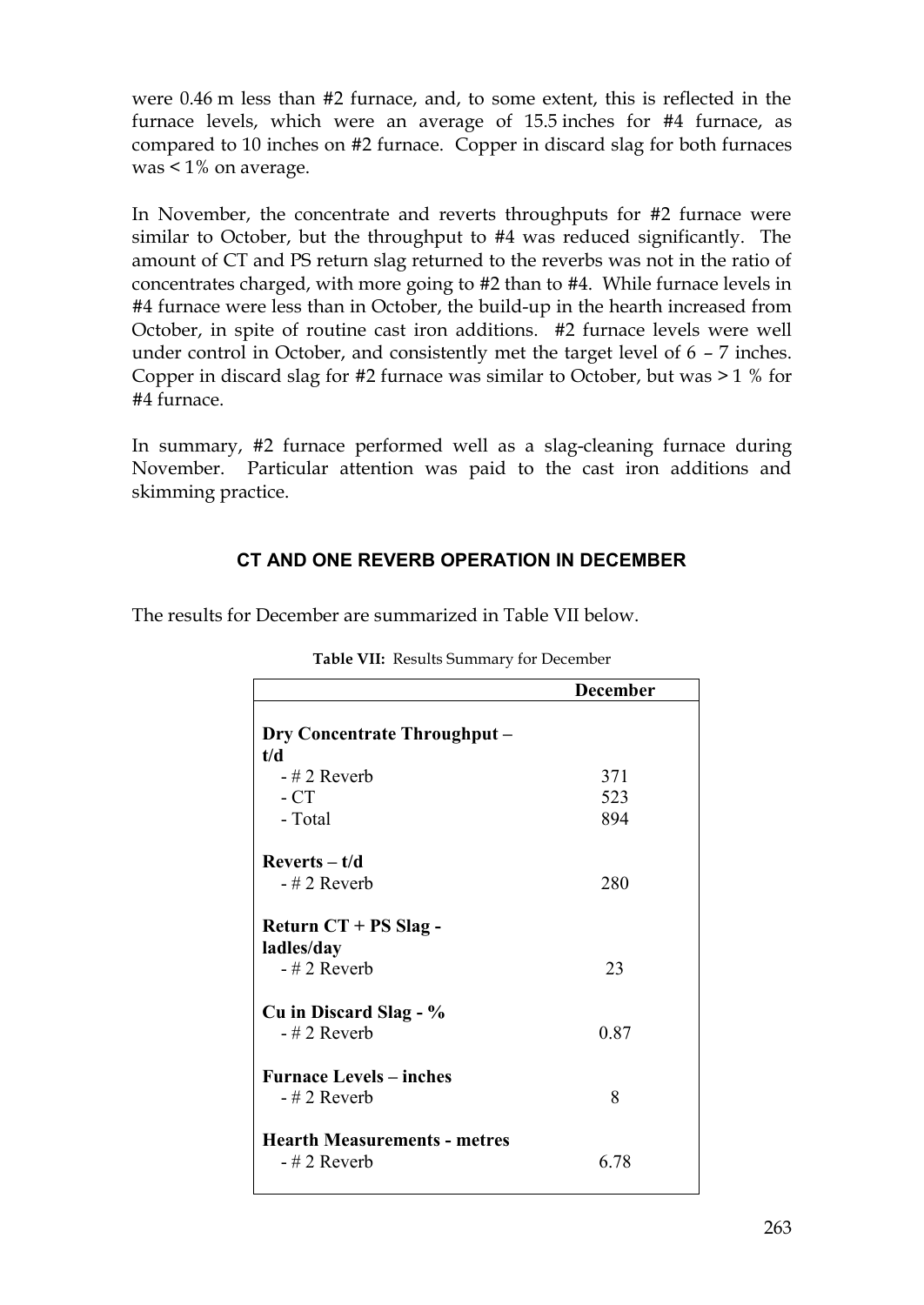were 0.46 m less than #2 furnace, and, to some extent, this is reflected in the furnace levels, which were an average of 15.5 inches for #4 furnace, as compared to 10 inches on #2 furnace. Copper in discard slag for both furnaces was < 1% on average.

In November, the concentrate and reverts throughputs for #2 furnace were similar to October, but the throughput to #4 was reduced significantly. The amount of CT and PS return slag returned to the reverbs was not in the ratio of concentrates charged, with more going to #2 than to #4. While furnace levels in #4 furnace were less than in October, the build-up in the hearth increased from October, in spite of routine cast iron additions. #2 furnace levels were well under control in October, and consistently met the target level of 6 – 7 inches. Copper in discard slag for #2 furnace was similar to October, but was > 1 % for #4 furnace.

In summary, #2 furnace performed well as a slag-cleaning furnace during November. Particular attention was paid to the cast iron additions and skimming practice.

## CT AND ONE REVERB OPERATION IN DECEMBER

The results for December are summarized in Table VII below.

**Table VII:** Results Summary for December

| | December |
|---|---|
| **Dry Concentrate Throughput – t/d** | |
| - # 2 Reverb | 371 |
| - CT | 523 |
| - Total | 894 |
| **Reverts – t/d** | |
| - # 2 Reverb | 280 |
| **Return CT + PS Slag - ladles/day** | |
| - # 2 Reverb | 23 |
| **Cu in Discard Slag - %** | |
| - # 2 Reverb | 0.87 |
| **Furnace Levels – inches** | |
| - # 2 Reverb | 8 |
| **Hearth Measurements - metres** | |
| - # 2 Reverb | 6.78 |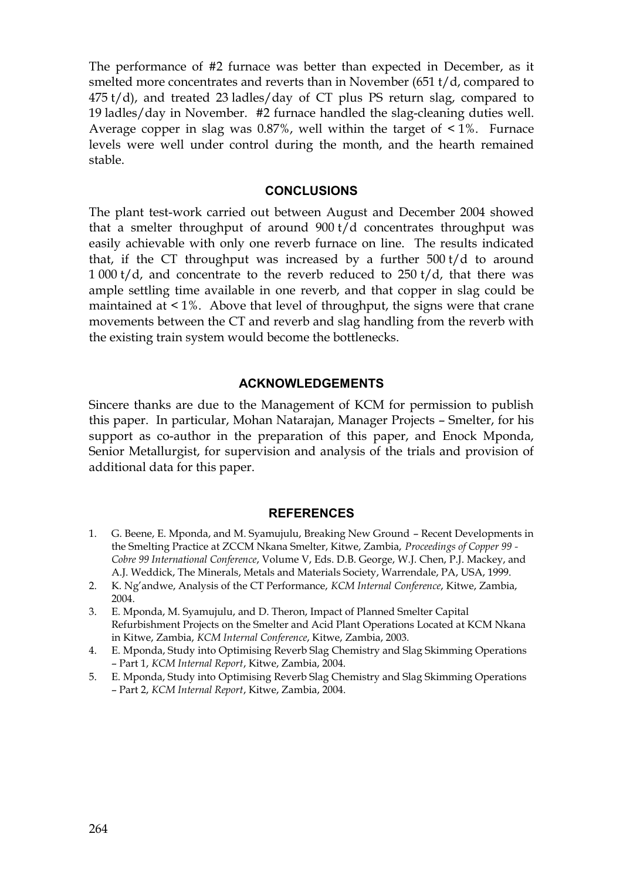The performance of #2 furnace was better than expected in December, as it smelted more concentrates and reverts than in November (651 t/d, compared to 475 t/d), and treated 23 ladles/day of CT plus PS return slag, compared to 19 ladles/day in November. #2 furnace handled the slag-cleaning duties well. Average copper in slag was 0.87%, well within the target of < 1%. Furnace levels were well under control during the month, and the hearth remained stable.

## CONCLUSIONS

The plant test-work carried out between August and December 2004 showed that a smelter throughput of around 900 t/d concentrates throughput was easily achievable with only one reverb furnace on line. The results indicated that, if the CT throughput was increased by a further 500 t/d to around 1 000 t/d, and concentrate to the reverb reduced to 250 t/d, that there was ample settling time available in one reverb, and that copper in slag could be maintained at < 1%. Above that level of throughput, the signs were that crane movements between the CT and reverb and slag handling from the reverb with the existing train system would become the bottlenecks.

## ACKNOWLEDGEMENTS

Sincere thanks are due to the Management of KCM for permission to publish this paper. In particular, Mohan Natarajan, Manager Projects – Smelter, for his support as co-author in the preparation of this paper, and Enock Mponda, Senior Metallurgist, for supervision and analysis of the trials and provision of additional data for this paper.

## REFERENCES

1. G. Beene, E. Mponda, and M. Syamujulu, Breaking New Ground – Recent Developments in the Smelting Practice at ZCCM Nkana Smelter, Kitwe, Zambia, *Proceedings of Copper 99 - Cobre 99 International Conference*, Volume V, Eds. D.B. George, W.J. Chen, P.J. Mackey, and A.J. Weddick, The Minerals, Metals and Materials Society, Warrendale, PA, USA, 1999.
2. K. Ng'andwe, Analysis of the CT Performance, *KCM Internal Conference*, Kitwe, Zambia, 2004.
3. E. Mponda, M. Syamujulu, and D. Theron, Impact of Planned Smelter Capital Refurbishment Projects on the Smelter and Acid Plant Operations Located at KCM Nkana in Kitwe, Zambia, *KCM Internal Conference*, Kitwe, Zambia, 2003.
4. E. Mponda, Study into Optimising Reverb Slag Chemistry and Slag Skimming Operations – Part 1, *KCM Internal Report*, Kitwe, Zambia, 2004.
5. E. Mponda, Study into Optimising Reverb Slag Chemistry and Slag Skimming Operations – Part 2, *KCM Internal Report*, Kitwe, Zambia, 2004.